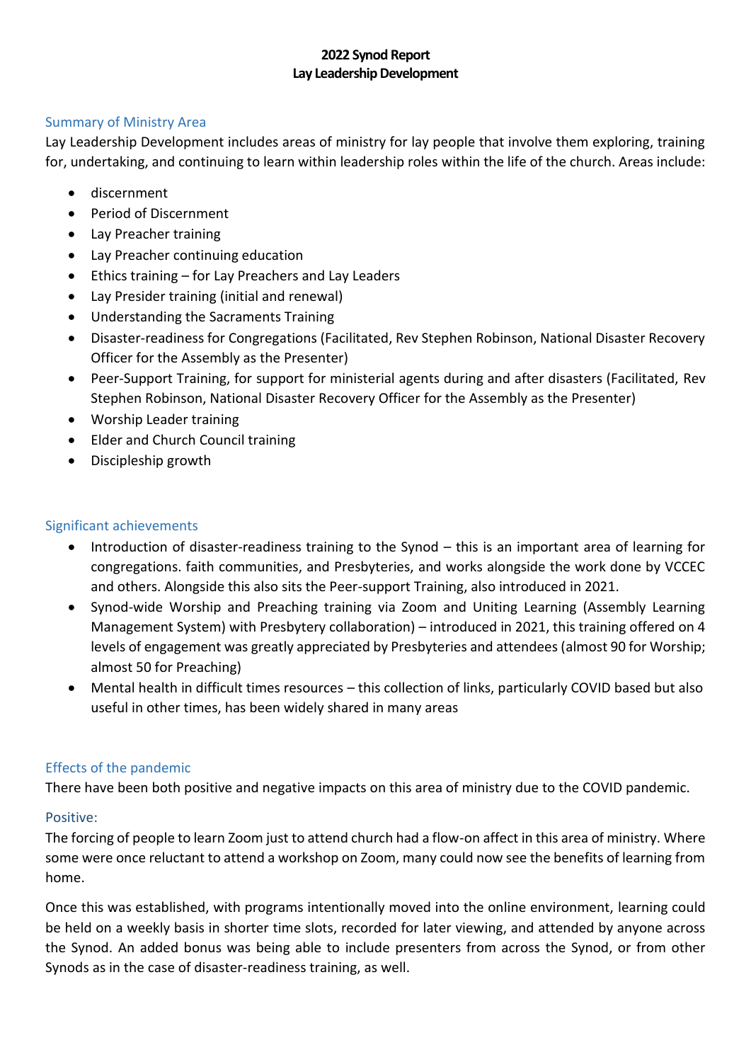**2022 Synod Report**
**Lay Leadership Development**

## Summary of Ministry Area

Lay Leadership Development includes areas of ministry for lay people that involve them exploring, training for, undertaking, and continuing to learn within leadership roles within the life of the church. Areas include:

- discernment
- Period of Discernment
- Lay Preacher training
- Lay Preacher continuing education
- Ethics training – for Lay Preachers and Lay Leaders
- Lay Presider training (initial and renewal)
- Understanding the Sacraments Training
- Disaster-readiness for Congregations (Facilitated, Rev Stephen Robinson, National Disaster Recovery Officer for the Assembly as the Presenter)
- Peer-Support Training, for support for ministerial agents during and after disasters (Facilitated, Rev Stephen Robinson, National Disaster Recovery Officer for the Assembly as the Presenter)
- Worship Leader training
- Elder and Church Council training
- Discipleship growth

## Significant achievements

- Introduction of disaster-readiness training to the Synod – this is an important area of learning for congregations. faith communities, and Presbyteries, and works alongside the work done by VCCEC and others. Alongside this also sits the Peer-support Training, also introduced in 2021.
- Synod-wide Worship and Preaching training via Zoom and Uniting Learning (Assembly Learning Management System) with Presbytery collaboration) – introduced in 2021, this training offered on 4 levels of engagement was greatly appreciated by Presbyteries and attendees (almost 90 for Worship; almost 50 for Preaching)
- Mental health in difficult times resources – this collection of links, particularly COVID based but also useful in other times, has been widely shared in many areas

## Effects of the pandemic

There have been both positive and negative impacts on this area of ministry due to the COVID pandemic.

### Positive:

The forcing of people to learn Zoom just to attend church had a flow-on affect in this area of ministry. Where some were once reluctant to attend a workshop on Zoom, many could now see the benefits of learning from home.

Once this was established, with programs intentionally moved into the online environment, learning could be held on a weekly basis in shorter time slots, recorded for later viewing, and attended by anyone across the Synod. An added bonus was being able to include presenters from across the Synod, or from other Synods as in the case of disaster-readiness training, as well.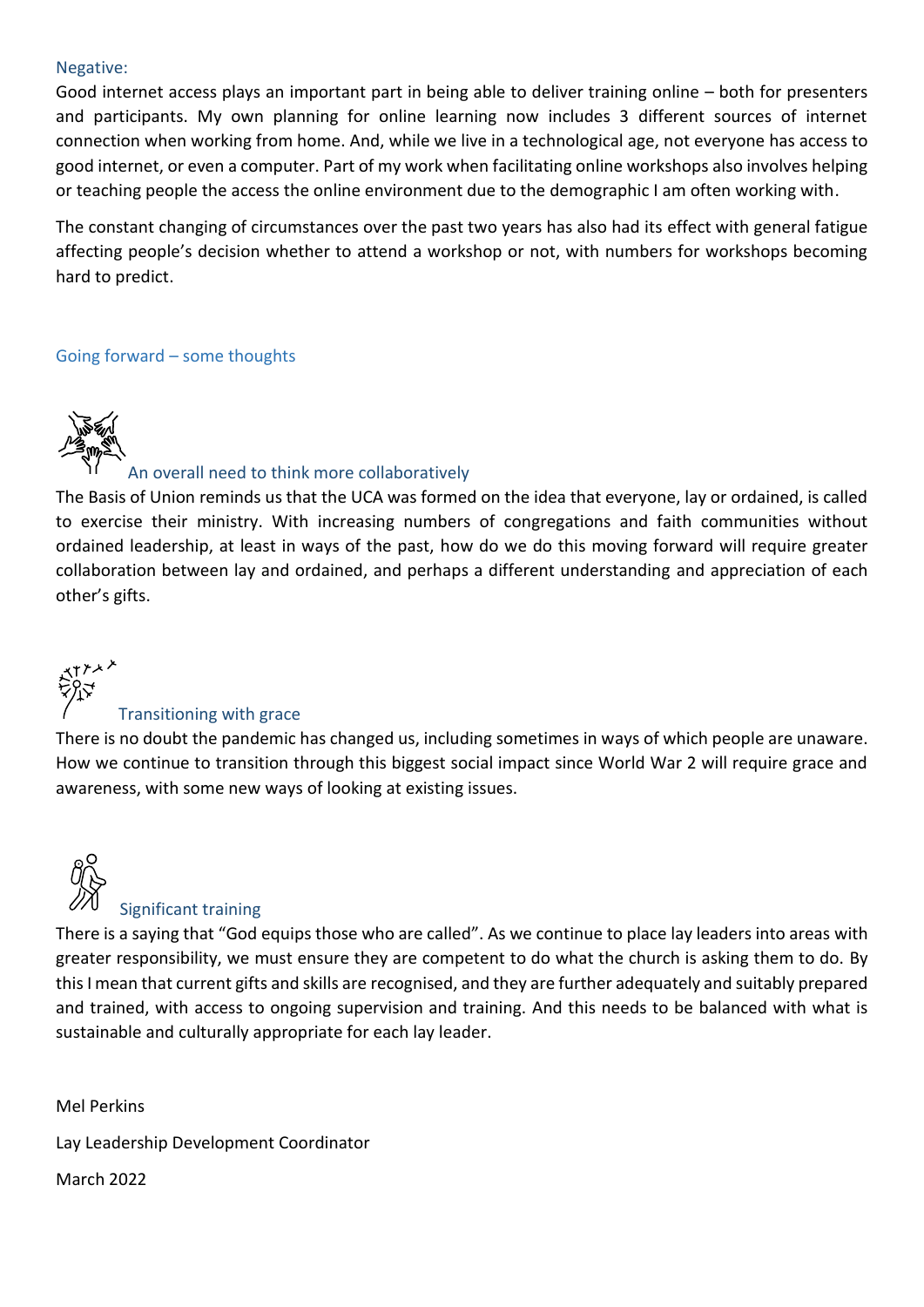### Negative:

Good internet access plays an important part in being able to deliver training online – both for presenters and participants. My own planning for online learning now includes 3 different sources of internet connection when working from home. And, while we live in a technological age, not everyone has access to good internet, or even a computer. Part of my work when facilitating online workshops also involves helping or teaching people the access the online environment due to the demographic I am often working with.

The constant changing of circumstances over the past two years has also had its effect with general fatigue affecting people's decision whether to attend a workshop or not, with numbers for workshops becoming hard to predict.

## Going forward – some thoughts

### An overall need to think more collaboratively

The Basis of Union reminds us that the UCA was formed on the idea that everyone, lay or ordained, is called to exercise their ministry. With increasing numbers of congregations and faith communities without ordained leadership, at least in ways of the past, how do we do this moving forward will require greater collaboration between lay and ordained, and perhaps a different understanding and appreciation of each other's gifts.

### Transitioning with grace

There is no doubt the pandemic has changed us, including sometimes in ways of which people are unaware. How we continue to transition through this biggest social impact since World War 2 will require grace and awareness, with some new ways of looking at existing issues.

### Significant training

There is a saying that "God equips those who are called". As we continue to place lay leaders into areas with greater responsibility, we must ensure they are competent to do what the church is asking them to do. By this I mean that current gifts and skills are recognised, and they are further adequately and suitably prepared and trained, with access to ongoing supervision and training. And this needs to be balanced with what is sustainable and culturally appropriate for each lay leader.

Mel Perkins

Lay Leadership Development Coordinator

March 2022